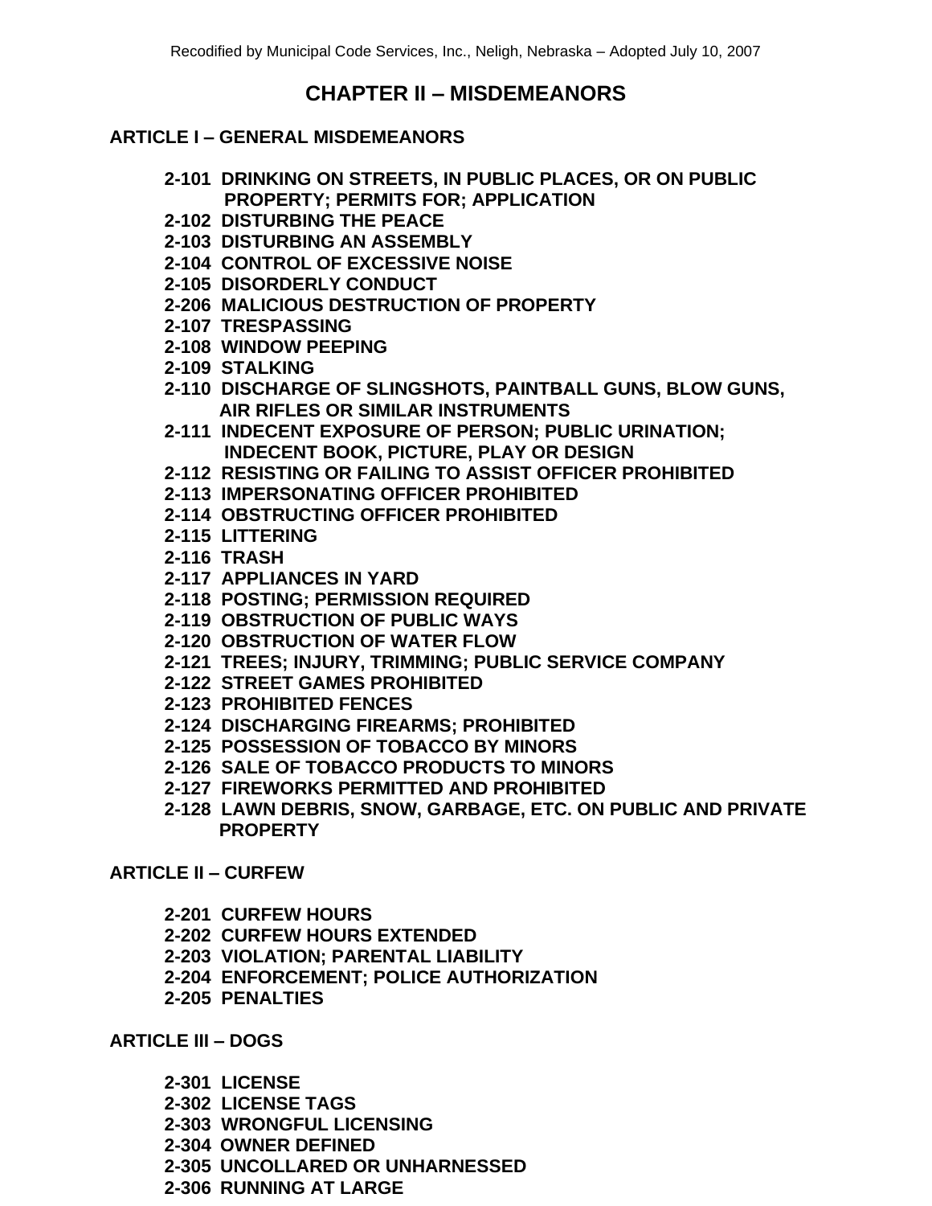# CHAPTER II – MISDEMEANORS

## ARTICLE I – GENERAL MISDEMEANORS

**2-101 DRINKING ON STREETS, IN PUBLIC PLACES, OR ON PUBLIC PROPERTY; PERMITS FOR; APPLICATION**
**2-102 DISTURBING THE PEACE**
**2-103 DISTURBING AN ASSEMBLY**
**2-104 CONTROL OF EXCESSIVE NOISE**
**2-105 DISORDERLY CONDUCT**
**2-206 MALICIOUS DESTRUCTION OF PROPERTY**
**2-107 TRESPASSING**
**2-108 WINDOW PEEPING**
**2-109 STALKING**
**2-110 DISCHARGE OF SLINGSHOTS, PAINTBALL GUNS, BLOW GUNS, AIR RIFLES OR SIMILAR INSTRUMENTS**
**2-111 INDECENT EXPOSURE OF PERSON; PUBLIC URINATION; INDECENT BOOK, PICTURE, PLAY OR DESIGN**
**2-112 RESISTING OR FAILING TO ASSIST OFFICER PROHIBITED**
**2-113 IMPERSONATING OFFICER PROHIBITED**
**2-114 OBSTRUCTING OFFICER PROHIBITED**
**2-115 LITTERING**
**2-116 TRASH**
**2-117 APPLIANCES IN YARD**
**2-118 POSTING; PERMISSION REQUIRED**
**2-119 OBSTRUCTION OF PUBLIC WAYS**
**2-120 OBSTRUCTION OF WATER FLOW**
**2-121 TREES; INJURY, TRIMMING; PUBLIC SERVICE COMPANY**
**2-122 STREET GAMES PROHIBITED**
**2-123 PROHIBITED FENCES**
**2-124 DISCHARGING FIREARMS; PROHIBITED**
**2-125 POSSESSION OF TOBACCO BY MINORS**
**2-126 SALE OF TOBACCO PRODUCTS TO MINORS**
**2-127 FIREWORKS PERMITTED AND PROHIBITED**
**2-128 LAWN DEBRIS, SNOW, GARBAGE, ETC. ON PUBLIC AND PRIVATE PROPERTY**

## ARTICLE II – CURFEW

**2-201 CURFEW HOURS**
**2-202 CURFEW HOURS EXTENDED**
**2-203 VIOLATION; PARENTAL LIABILITY**
**2-204 ENFORCEMENT; POLICE AUTHORIZATION**
**2-205 PENALTIES**

## ARTICLE III – DOGS

**2-301 LICENSE**
**2-302 LICENSE TAGS**
**2-303 WRONGFUL LICENSING**
**2-304 OWNER DEFINED**
**2-305 UNCOLLARED OR UNHARNESSED**
**2-306 RUNNING AT LARGE**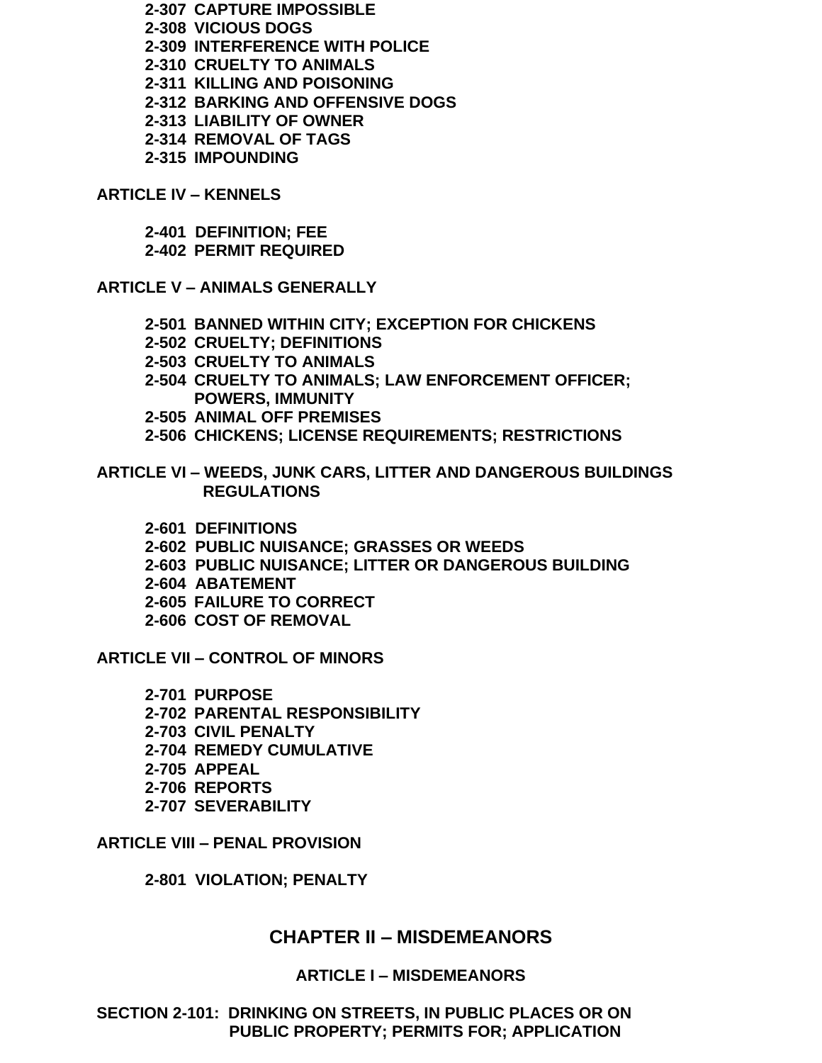**2-307 CAPTURE IMPOSSIBLE**
**2-308 VICIOUS DOGS**
**2-309 INTERFERENCE WITH POLICE**
**2-310 CRUELTY TO ANIMALS**
**2-311 KILLING AND POISONING**
**2-312 BARKING AND OFFENSIVE DOGS**
**2-313 LIABILITY OF OWNER**
**2-314 REMOVAL OF TAGS**
**2-315 IMPOUNDING**

**ARTICLE IV – KENNELS**

**2-401 DEFINITION; FEE**
**2-402 PERMIT REQUIRED**

**ARTICLE V – ANIMALS GENERALLY**

**2-501 BANNED WITHIN CITY; EXCEPTION FOR CHICKENS**
**2-502 CRUELTY; DEFINITIONS**
**2-503 CRUELTY TO ANIMALS**
**2-504 CRUELTY TO ANIMALS; LAW ENFORCEMENT OFFICER; POWERS, IMMUNITY**
**2-505 ANIMAL OFF PREMISES**
**2-506 CHICKENS; LICENSE REQUIREMENTS; RESTRICTIONS**

**ARTICLE VI – WEEDS, JUNK CARS, LITTER AND DANGEROUS BUILDINGS REGULATIONS**

**2-601 DEFINITIONS**
**2-602 PUBLIC NUISANCE; GRASSES OR WEEDS**
**2-603 PUBLIC NUISANCE; LITTER OR DANGEROUS BUILDING**
**2-604 ABATEMENT**
**2-605 FAILURE TO CORRECT**
**2-606 COST OF REMOVAL**

**ARTICLE VII – CONTROL OF MINORS**

**2-701 PURPOSE**
**2-702 PARENTAL RESPONSIBILITY**
**2-703 CIVIL PENALTY**
**2-704 REMEDY CUMULATIVE**
**2-705 APPEAL**
**2-706 REPORTS**
**2-707 SEVERABILITY**

**ARTICLE VIII – PENAL PROVISION**

**2-801 VIOLATION; PENALTY**

# CHAPTER II – MISDEMEANORS

## ARTICLE I – MISDEMEANORS

### SECTION 2-101: DRINKING ON STREETS, IN PUBLIC PLACES OR ON PUBLIC PROPERTY; PERMITS FOR; APPLICATION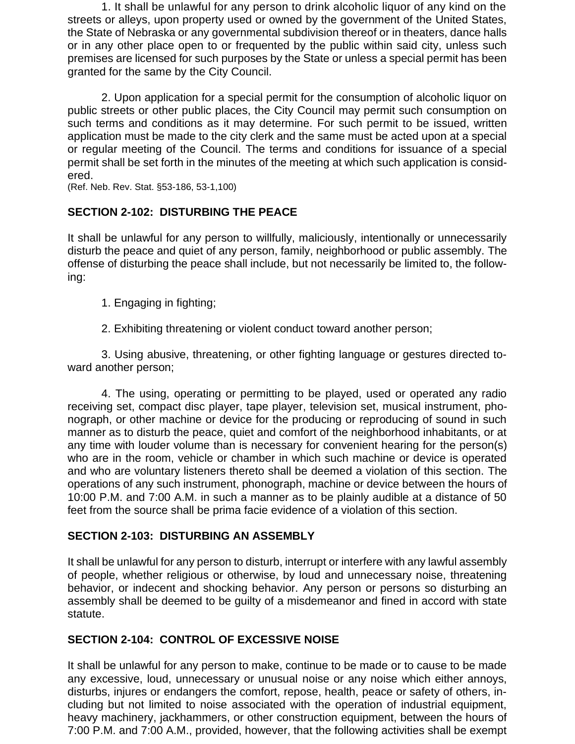1. It shall be unlawful for any person to drink alcoholic liquor of any kind on the streets or alleys, upon property used or owned by the government of the United States, the State of Nebraska or any governmental subdivision thereof or in theaters, dance halls or in any other place open to or frequented by the public within said city, unless such premises are licensed for such purposes by the State or unless a special permit has been granted for the same by the City Council.

2. Upon application for a special permit for the consumption of alcoholic liquor on public streets or other public places, the City Council may permit such consumption on such terms and conditions as it may determine. For such permit to be issued, written application must be made to the city clerk and the same must be acted upon at a special or regular meeting of the Council. The terms and conditions for issuance of a special permit shall be set forth in the minutes of the meeting at which such application is considered.

(Ref. Neb. Rev. Stat. §53-186, 53-1,100)

## SECTION 2-102: DISTURBING THE PEACE

It shall be unlawful for any person to willfully, maliciously, intentionally or unnecessarily disturb the peace and quiet of any person, family, neighborhood or public assembly. The offense of disturbing the peace shall include, but not necessarily be limited to, the following:

1. Engaging in fighting;

2. Exhibiting threatening or violent conduct toward another person;

3. Using abusive, threatening, or other fighting language or gestures directed toward another person;

4. The using, operating or permitting to be played, used or operated any radio receiving set, compact disc player, tape player, television set, musical instrument, phonograph, or other machine or device for the producing or reproducing of sound in such manner as to disturb the peace, quiet and comfort of the neighborhood inhabitants, or at any time with louder volume than is necessary for convenient hearing for the person(s) who are in the room, vehicle or chamber in which such machine or device is operated and who are voluntary listeners thereto shall be deemed a violation of this section. The operations of any such instrument, phonograph, machine or device between the hours of 10:00 P.M. and 7:00 A.M. in such a manner as to be plainly audible at a distance of 50 feet from the source shall be prima facie evidence of a violation of this section.

## SECTION 2-103: DISTURBING AN ASSEMBLY

It shall be unlawful for any person to disturb, interrupt or interfere with any lawful assembly of people, whether religious or otherwise, by loud and unnecessary noise, threatening behavior, or indecent and shocking behavior. Any person or persons so disturbing an assembly shall be deemed to be guilty of a misdemeanor and fined in accord with state statute.

## SECTION 2-104: CONTROL OF EXCESSIVE NOISE

It shall be unlawful for any person to make, continue to be made or to cause to be made any excessive, loud, unnecessary or unusual noise or any noise which either annoys, disturbs, injures or endangers the comfort, repose, health, peace or safety of others, including but not limited to noise associated with the operation of industrial equipment, heavy machinery, jackhammers, or other construction equipment, between the hours of 7:00 P.M. and 7:00 A.M., provided, however, that the following activities shall be exempt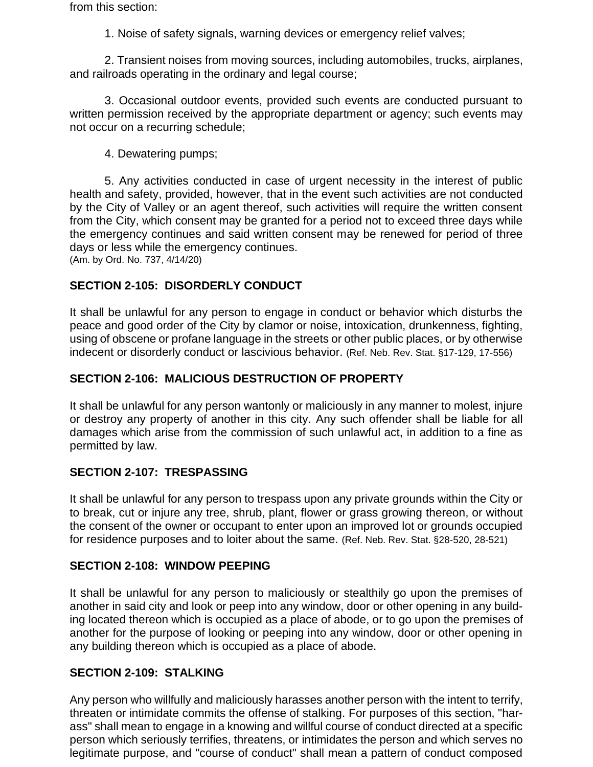from this section:

1. Noise of safety signals, warning devices or emergency relief valves;

2. Transient noises from moving sources, including automobiles, trucks, airplanes, and railroads operating in the ordinary and legal course;

3. Occasional outdoor events, provided such events are conducted pursuant to written permission received by the appropriate department or agency; such events may not occur on a recurring schedule;

4. Dewatering pumps;

5. Any activities conducted in case of urgent necessity in the interest of public health and safety, provided, however, that in the event such activities are not conducted by the City of Valley or an agent thereof, such activities will require the written consent from the City, which consent may be granted for a period not to exceed three days while the emergency continues and said written consent may be renewed for period of three days or less while the emergency continues.
(Am. by Ord. No. 737, 4/14/20)

**SECTION 2-105: DISORDERLY CONDUCT**

It shall be unlawful for any person to engage in conduct or behavior which disturbs the peace and good order of the City by clamor or noise, intoxication, drunkenness, fighting, using of obscene or profane language in the streets or other public places, or by otherwise indecent or disorderly conduct or lascivious behavior. (Ref. Neb. Rev. Stat. §17-129, 17-556)

**SECTION 2-106: MALICIOUS DESTRUCTION OF PROPERTY**

It shall be unlawful for any person wantonly or maliciously in any manner to molest, injure or destroy any property of another in this city. Any such offender shall be liable for all damages which arise from the commission of such unlawful act, in addition to a fine as permitted by law.

**SECTION 2-107: TRESPASSING**

It shall be unlawful for any person to trespass upon any private grounds within the City or to break, cut or injure any tree, shrub, plant, flower or grass growing thereon, or without the consent of the owner or occupant to enter upon an improved lot or grounds occupied for residence purposes and to loiter about the same. (Ref. Neb. Rev. Stat. §28-520, 28-521)

**SECTION 2-108: WINDOW PEEPING**

It shall be unlawful for any person to maliciously or stealthily go upon the premises of another in said city and look or peep into any window, door or other opening in any building located thereon which is occupied as a place of abode, or to go upon the premises of another for the purpose of looking or peeping into any window, door or other opening in any building thereon which is occupied as a place of abode.

**SECTION 2-109: STALKING**

Any person who willfully and maliciously harasses another person with the intent to terrify, threaten or intimidate commits the offense of stalking. For purposes of this section, "harass" shall mean to engage in a knowing and willful course of conduct directed at a specific person which seriously terrifies, threatens, or intimidates the person and which serves no legitimate purpose, and "course of conduct" shall mean a pattern of conduct composed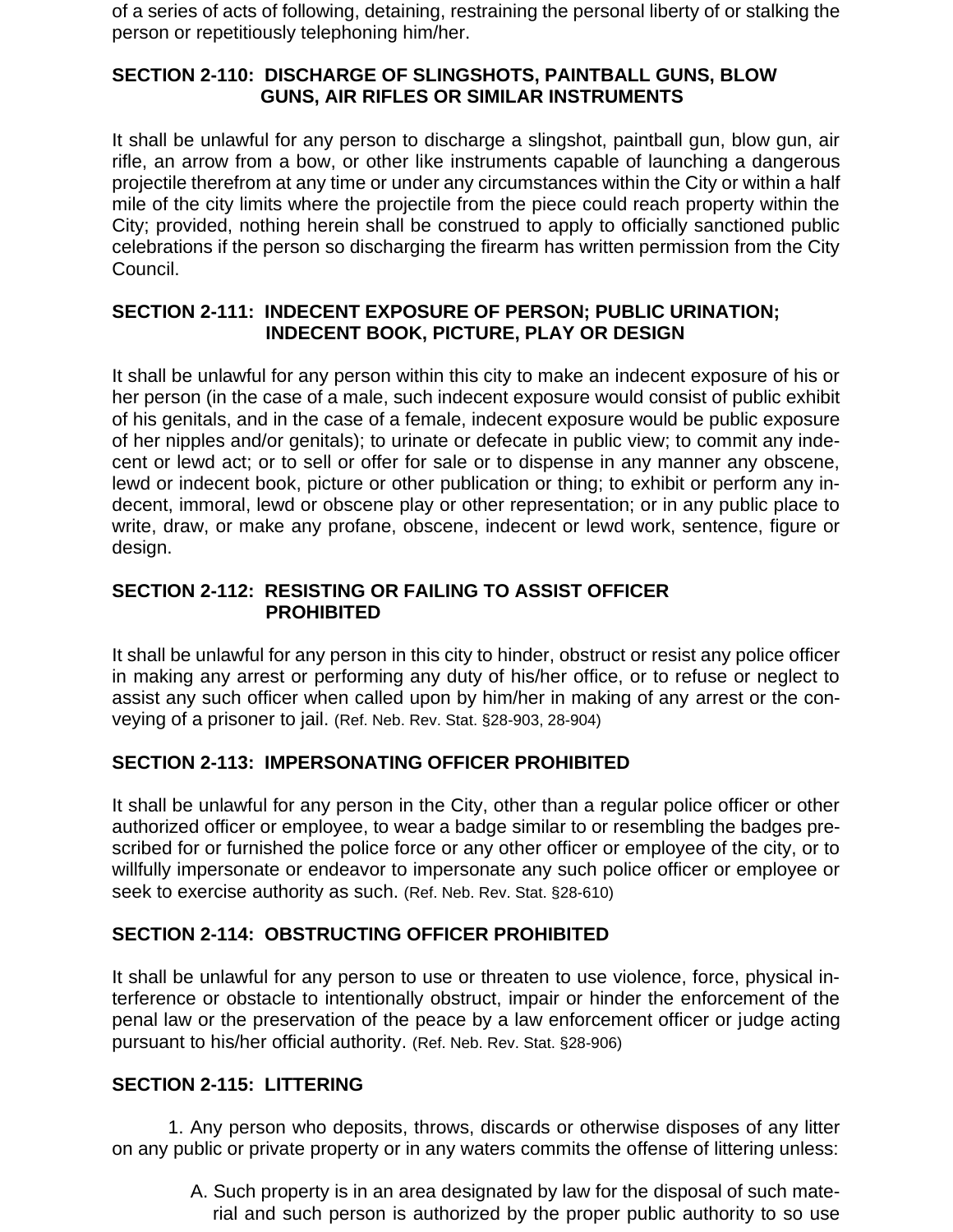of a series of acts of following, detaining, restraining the personal liberty of or stalking the person or repetitiously telephoning him/her.

## SECTION 2-110: DISCHARGE OF SLINGSHOTS, PAINTBALL GUNS, BLOW GUNS, AIR RIFLES OR SIMILAR INSTRUMENTS

It shall be unlawful for any person to discharge a slingshot, paintball gun, blow gun, air rifle, an arrow from a bow, or other like instruments capable of launching a dangerous projectile therefrom at any time or under any circumstances within the City or within a half mile of the city limits where the projectile from the piece could reach property within the City; provided, nothing herein shall be construed to apply to officially sanctioned public celebrations if the person so discharging the firearm has written permission from the City Council.

## SECTION 2-111: INDECENT EXPOSURE OF PERSON; PUBLIC URINATION; INDECENT BOOK, PICTURE, PLAY OR DESIGN

It shall be unlawful for any person within this city to make an indecent exposure of his or her person (in the case of a male, such indecent exposure would consist of public exhibit of his genitals, and in the case of a female, indecent exposure would be public exposure of her nipples and/or genitals); to urinate or defecate in public view; to commit any indecent or lewd act; or to sell or offer for sale or to dispense in any manner any obscene, lewd or indecent book, picture or other publication or thing; to exhibit or perform any indecent, immoral, lewd or obscene play or other representation; or in any public place to write, draw, or make any profane, obscene, indecent or lewd work, sentence, figure or design.

## SECTION 2-112: RESISTING OR FAILING TO ASSIST OFFICER PROHIBITED

It shall be unlawful for any person in this city to hinder, obstruct or resist any police officer in making any arrest or performing any duty of his/her office, or to refuse or neglect to assist any such officer when called upon by him/her in making of any arrest or the conveying of a prisoner to jail. (Ref. Neb. Rev. Stat. §28-903, 28-904)

## SECTION 2-113: IMPERSONATING OFFICER PROHIBITED

It shall be unlawful for any person in the City, other than a regular police officer or other authorized officer or employee, to wear a badge similar to or resembling the badges prescribed for or furnished the police force or any other officer or employee of the city, or to willfully impersonate or endeavor to impersonate any such police officer or employee or seek to exercise authority as such. (Ref. Neb. Rev. Stat. §28-610)

## SECTION 2-114: OBSTRUCTING OFFICER PROHIBITED

It shall be unlawful for any person to use or threaten to use violence, force, physical interference or obstacle to intentionally obstruct, impair or hinder the enforcement of the penal law or the preservation of the peace by a law enforcement officer or judge acting pursuant to his/her official authority. (Ref. Neb. Rev. Stat. §28-906)

## SECTION 2-115: LITTERING

1. Any person who deposits, throws, discards or otherwise disposes of any litter on any public or private property or in any waters commits the offense of littering unless:

   A. Such property is in an area designated by law for the disposal of such material and such person is authorized by the proper public authority to so use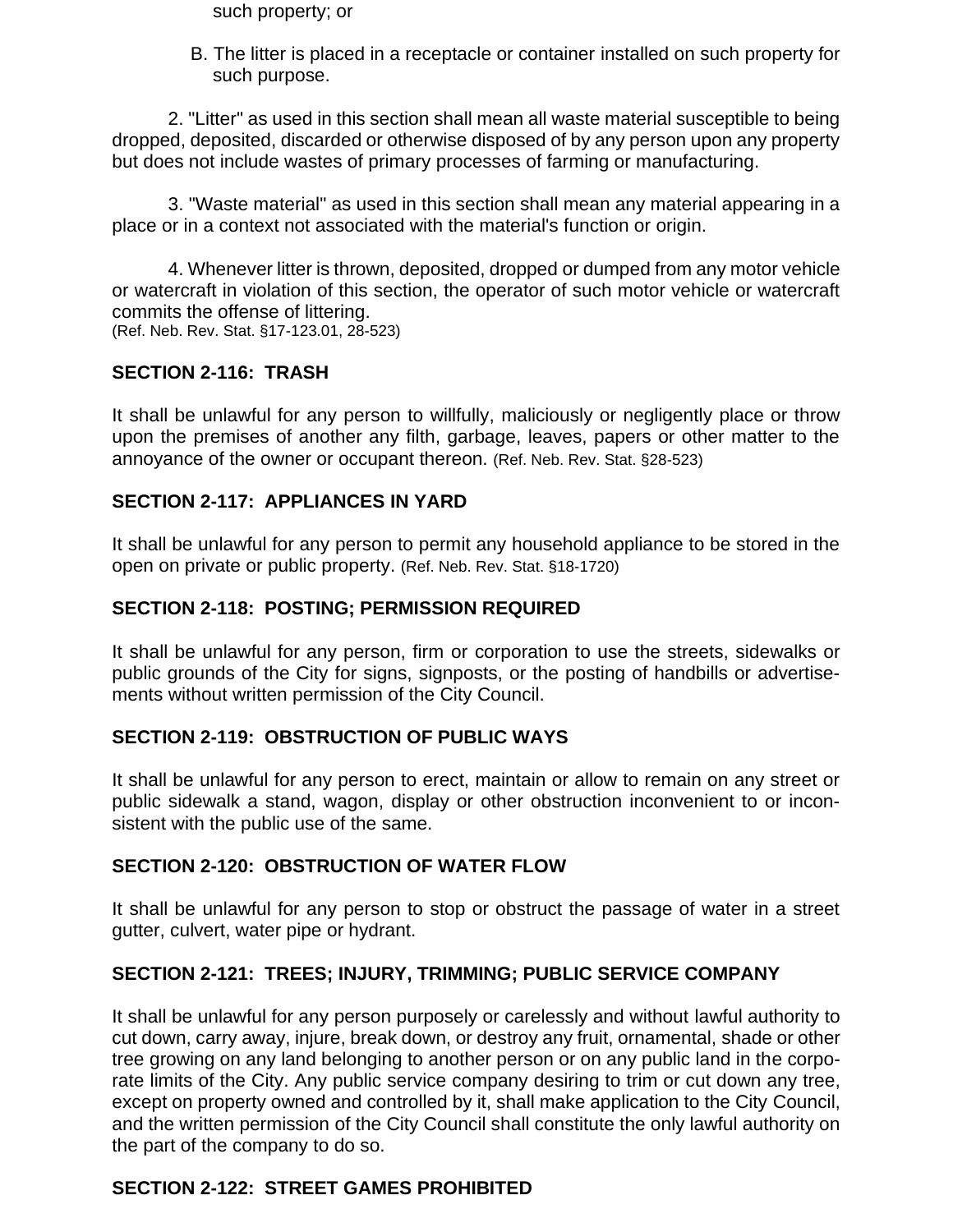such property; or

B. The litter is placed in a receptacle or container installed on such property for such purpose.

2. "Litter" as used in this section shall mean all waste material susceptible to being dropped, deposited, discarded or otherwise disposed of by any person upon any property but does not include wastes of primary processes of farming or manufacturing.

3. "Waste material" as used in this section shall mean any material appearing in a place or in a context not associated with the material's function or origin.

4. Whenever litter is thrown, deposited, dropped or dumped from any motor vehicle or watercraft in violation of this section, the operator of such motor vehicle or watercraft commits the offense of littering.
(Ref. Neb. Rev. Stat. §17-123.01, 28-523)

**SECTION 2-116: TRASH**

It shall be unlawful for any person to willfully, maliciously or negligently place or throw upon the premises of another any filth, garbage, leaves, papers or other matter to the annoyance of the owner or occupant thereon. (Ref. Neb. Rev. Stat. §28-523)

**SECTION 2-117: APPLIANCES IN YARD**

It shall be unlawful for any person to permit any household appliance to be stored in the open on private or public property. (Ref. Neb. Rev. Stat. §18-1720)

**SECTION 2-118: POSTING; PERMISSION REQUIRED**

It shall be unlawful for any person, firm or corporation to use the streets, sidewalks or public grounds of the City for signs, signposts, or the posting of handbills or advertisements without written permission of the City Council.

**SECTION 2-119: OBSTRUCTION OF PUBLIC WAYS**

It shall be unlawful for any person to erect, maintain or allow to remain on any street or public sidewalk a stand, wagon, display or other obstruction inconvenient to or inconsistent with the public use of the same.

**SECTION 2-120: OBSTRUCTION OF WATER FLOW**

It shall be unlawful for any person to stop or obstruct the passage of water in a street gutter, culvert, water pipe or hydrant.

**SECTION 2-121: TREES; INJURY, TRIMMING; PUBLIC SERVICE COMPANY**

It shall be unlawful for any person purposely or carelessly and without lawful authority to cut down, carry away, injure, break down, or destroy any fruit, ornamental, shade or other tree growing on any land belonging to another person or on any public land in the corporate limits of the City. Any public service company desiring to trim or cut down any tree, except on property owned and controlled by it, shall make application to the City Council, and the written permission of the City Council shall constitute the only lawful authority on the part of the company to do so.

**SECTION 2-122: STREET GAMES PROHIBITED**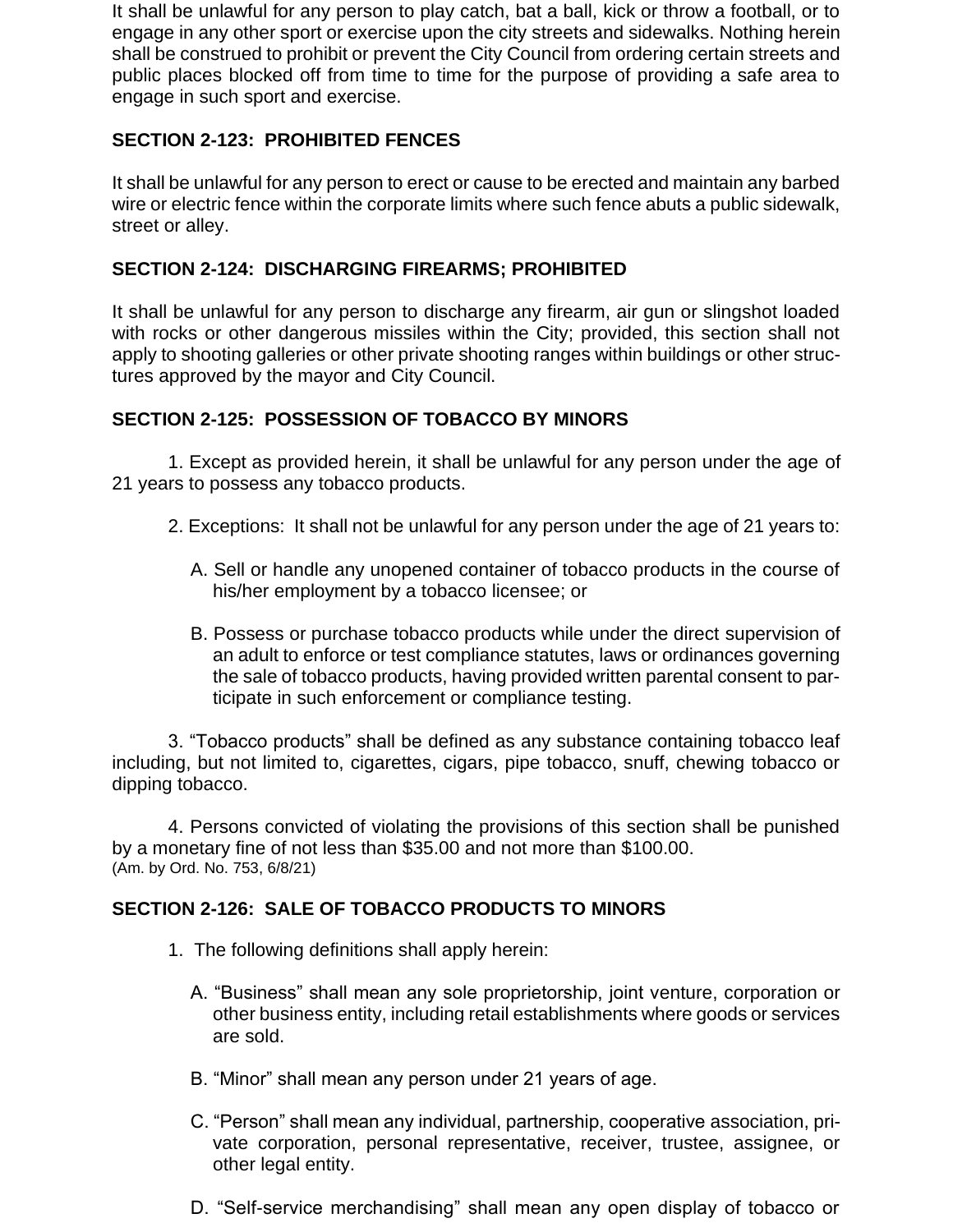It shall be unlawful for any person to play catch, bat a ball, kick or throw a football, or to engage in any other sport or exercise upon the city streets and sidewalks. Nothing herein shall be construed to prohibit or prevent the City Council from ordering certain streets and public places blocked off from time to time for the purpose of providing a safe area to engage in such sport and exercise.

**SECTION 2-123: PROHIBITED FENCES**

It shall be unlawful for any person to erect or cause to be erected and maintain any barbed wire or electric fence within the corporate limits where such fence abuts a public sidewalk, street or alley.

**SECTION 2-124: DISCHARGING FIREARMS; PROHIBITED**

It shall be unlawful for any person to discharge any firearm, air gun or slingshot loaded with rocks or other dangerous missiles within the City; provided, this section shall not apply to shooting galleries or other private shooting ranges within buildings or other structures approved by the mayor and City Council.

**SECTION 2-125: POSSESSION OF TOBACCO BY MINORS**

1. Except as provided herein, it shall be unlawful for any person under the age of 21 years to possess any tobacco products.

2. Exceptions: It shall not be unlawful for any person under the age of 21 years to:

   A. Sell or handle any unopened container of tobacco products in the course of his/her employment by a tobacco licensee; or

   B. Possess or purchase tobacco products while under the direct supervision of an adult to enforce or test compliance statutes, laws or ordinances governing the sale of tobacco products, having provided written parental consent to participate in such enforcement or compliance testing.

3. "Tobacco products" shall be defined as any substance containing tobacco leaf including, but not limited to, cigarettes, cigars, pipe tobacco, snuff, chewing tobacco or dipping tobacco.

4. Persons convicted of violating the provisions of this section shall be punished by a monetary fine of not less than $35.00 and not more than $100.00.
(Am. by Ord. No. 753, 6/8/21)

**SECTION 2-126: SALE OF TOBACCO PRODUCTS TO MINORS**

1. The following definitions shall apply herein:

   A. "Business" shall mean any sole proprietorship, joint venture, corporation or other business entity, including retail establishments where goods or services are sold.

   B. "Minor" shall mean any person under 21 years of age.

   C. "Person" shall mean any individual, partnership, cooperative association, private corporation, personal representative, receiver, trustee, assignee, or other legal entity.

   D. "Self-service merchandising" shall mean any open display of tobacco or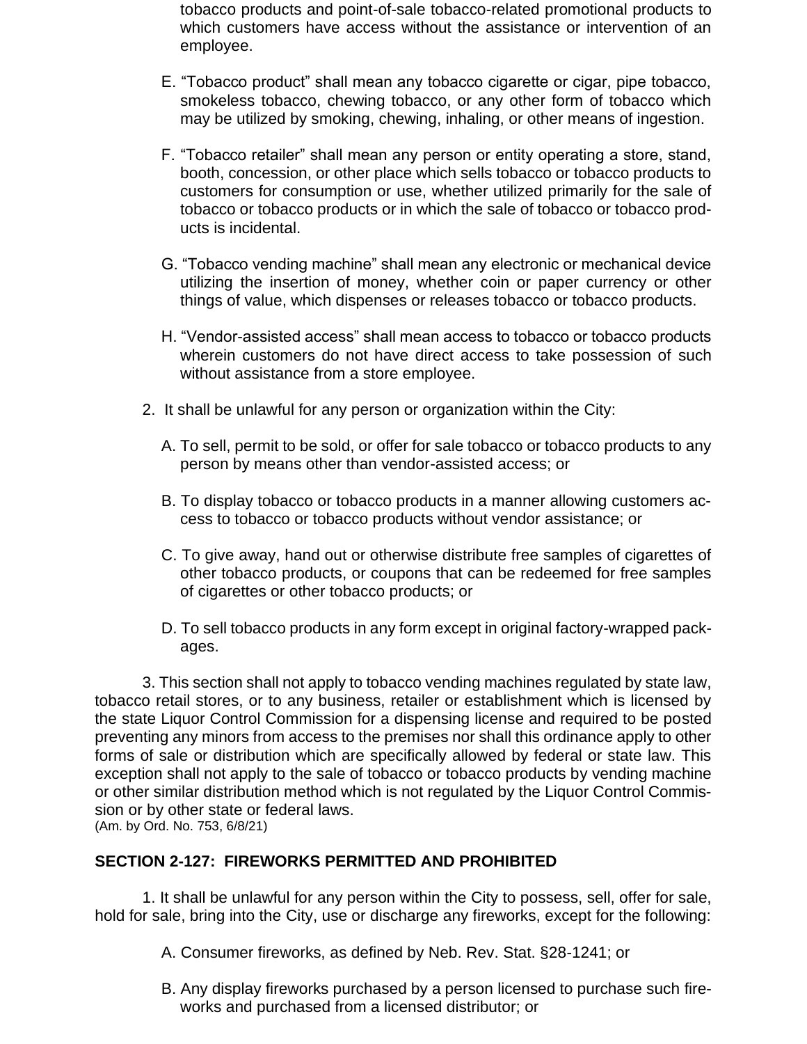tobacco products and point-of-sale tobacco-related promotional products to which customers have access without the assistance or intervention of an employee.

E. "Tobacco product" shall mean any tobacco cigarette or cigar, pipe tobacco, smokeless tobacco, chewing tobacco, or any other form of tobacco which may be utilized by smoking, chewing, inhaling, or other means of ingestion.

F. "Tobacco retailer" shall mean any person or entity operating a store, stand, booth, concession, or other place which sells tobacco or tobacco products to customers for consumption or use, whether utilized primarily for the sale of tobacco or tobacco products or in which the sale of tobacco or tobacco products is incidental.

G. "Tobacco vending machine" shall mean any electronic or mechanical device utilizing the insertion of money, whether coin or paper currency or other things of value, which dispenses or releases tobacco or tobacco products.

H. "Vendor-assisted access" shall mean access to tobacco or tobacco products wherein customers do not have direct access to take possession of such without assistance from a store employee.

2. It shall be unlawful for any person or organization within the City:

A. To sell, permit to be sold, or offer for sale tobacco or tobacco products to any person by means other than vendor-assisted access; or

B. To display tobacco or tobacco products in a manner allowing customers access to tobacco or tobacco products without vendor assistance; or

C. To give away, hand out or otherwise distribute free samples of cigarettes of other tobacco products, or coupons that can be redeemed for free samples of cigarettes or other tobacco products; or

D. To sell tobacco products in any form except in original factory-wrapped packages.

3. This section shall not apply to tobacco vending machines regulated by state law, tobacco retail stores, or to any business, retailer or establishment which is licensed by the state Liquor Control Commission for a dispensing license and required to be posted preventing any minors from access to the premises nor shall this ordinance apply to other forms of sale or distribution which are specifically allowed by federal or state law. This exception shall not apply to the sale of tobacco or tobacco products by vending machine or other similar distribution method which is not regulated by the Liquor Control Commission or by other state or federal laws.
(Am. by Ord. No. 753, 6/8/21)

## SECTION 2-127: FIREWORKS PERMITTED AND PROHIBITED

1. It shall be unlawful for any person within the City to possess, sell, offer for sale, hold for sale, bring into the City, use or discharge any fireworks, except for the following:

A. Consumer fireworks, as defined by Neb. Rev. Stat. §28-1241; or

B. Any display fireworks purchased by a person licensed to purchase such fireworks and purchased from a licensed distributor; or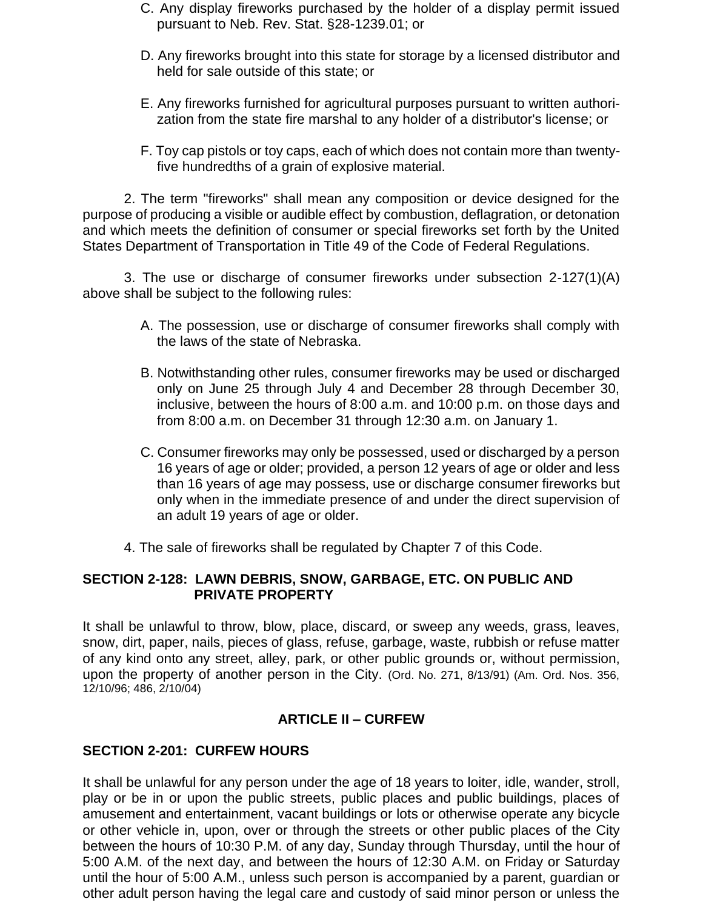C. Any display fireworks purchased by the holder of a display permit issued pursuant to Neb. Rev. Stat. §28-1239.01; or

D. Any fireworks brought into this state for storage by a licensed distributor and held for sale outside of this state; or

E. Any fireworks furnished for agricultural purposes pursuant to written authorization from the state fire marshal to any holder of a distributor's license; or

F. Toy cap pistols or toy caps, each of which does not contain more than twenty-five hundredths of a grain of explosive material.

2. The term "fireworks" shall mean any composition or device designed for the purpose of producing a visible or audible effect by combustion, deflagration, or detonation and which meets the definition of consumer or special fireworks set forth by the United States Department of Transportation in Title 49 of the Code of Federal Regulations.

3. The use or discharge of consumer fireworks under subsection 2-127(1)(A) above shall be subject to the following rules:

A. The possession, use or discharge of consumer fireworks shall comply with the laws of the state of Nebraska.

B. Notwithstanding other rules, consumer fireworks may be used or discharged only on June 25 through July 4 and December 28 through December 30, inclusive, between the hours of 8:00 a.m. and 10:00 p.m. on those days and from 8:00 a.m. on December 31 through 12:30 a.m. on January 1.

C. Consumer fireworks may only be possessed, used or discharged by a person 16 years of age or older; provided, a person 12 years of age or older and less than 16 years of age may possess, use or discharge consumer fireworks but only when in the immediate presence of and under the direct supervision of an adult 19 years of age or older.

4. The sale of fireworks shall be regulated by Chapter 7 of this Code.

### SECTION 2-128: LAWN DEBRIS, SNOW, GARBAGE, ETC. ON PUBLIC AND PRIVATE PROPERTY

It shall be unlawful to throw, blow, place, discard, or sweep any weeds, grass, leaves, snow, dirt, paper, nails, pieces of glass, refuse, garbage, waste, rubbish or refuse matter of any kind onto any street, alley, park, or other public grounds or, without permission, upon the property of another person in the City. (Ord. No. 271, 8/13/91) (Am. Ord. Nos. 356, 12/10/96; 486, 2/10/04)

## ARTICLE II – CURFEW

### SECTION 2-201: CURFEW HOURS

It shall be unlawful for any person under the age of 18 years to loiter, idle, wander, stroll, play or be in or upon the public streets, public places and public buildings, places of amusement and entertainment, vacant buildings or lots or otherwise operate any bicycle or other vehicle in, upon, over or through the streets or other public places of the City between the hours of 10:30 P.M. of any day, Sunday through Thursday, until the hour of 5:00 A.M. of the next day, and between the hours of 12:30 A.M. on Friday or Saturday until the hour of 5:00 A.M., unless such person is accompanied by a parent, guardian or other adult person having the legal care and custody of said minor person or unless the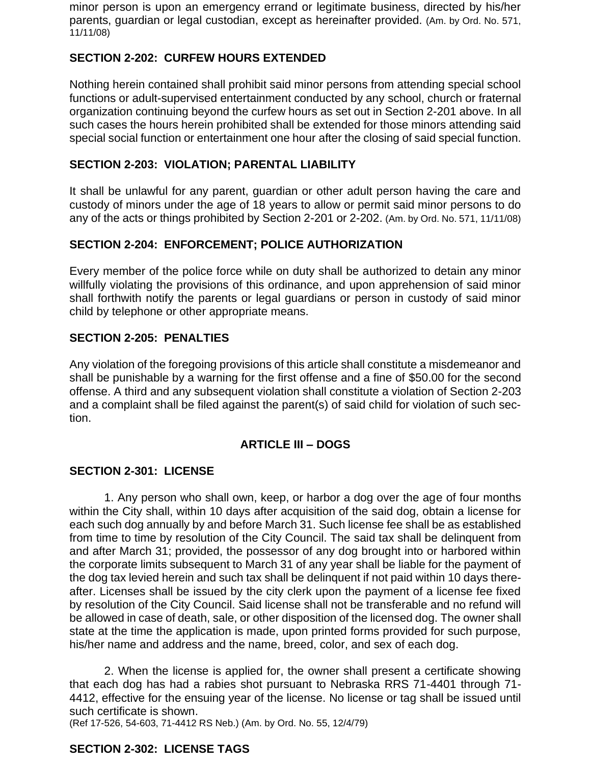minor person is upon an emergency errand or legitimate business, directed by his/her parents, guardian or legal custodian, except as hereinafter provided. (Am. by Ord. No. 571, 11/11/08)

### SECTION 2-202: CURFEW HOURS EXTENDED

Nothing herein contained shall prohibit said minor persons from attending special school functions or adult-supervised entertainment conducted by any school, church or fraternal organization continuing beyond the curfew hours as set out in Section 2-201 above. In all such cases the hours herein prohibited shall be extended for those minors attending said special social function or entertainment one hour after the closing of said special function.

### SECTION 2-203: VIOLATION; PARENTAL LIABILITY

It shall be unlawful for any parent, guardian or other adult person having the care and custody of minors under the age of 18 years to allow or permit said minor persons to do any of the acts or things prohibited by Section 2-201 or 2-202. (Am. by Ord. No. 571, 11/11/08)

### SECTION 2-204: ENFORCEMENT; POLICE AUTHORIZATION

Every member of the police force while on duty shall be authorized to detain any minor willfully violating the provisions of this ordinance, and upon apprehension of said minor shall forthwith notify the parents or legal guardians or person in custody of said minor child by telephone or other appropriate means.

### SECTION 2-205: PENALTIES

Any violation of the foregoing provisions of this article shall constitute a misdemeanor and shall be punishable by a warning for the first offense and a fine of $50.00 for the second offense. A third and any subsequent violation shall constitute a violation of Section 2-203 and a complaint shall be filed against the parent(s) of said child for violation of such section.

## ARTICLE III – DOGS

### SECTION 2-301: LICENSE

1. Any person who shall own, keep, or harbor a dog over the age of four months within the City shall, within 10 days after acquisition of the said dog, obtain a license for each such dog annually by and before March 31. Such license fee shall be as established from time to time by resolution of the City Council. The said tax shall be delinquent from and after March 31; provided, the possessor of any dog brought into or harbored within the corporate limits subsequent to March 31 of any year shall be liable for the payment of the dog tax levied herein and such tax shall be delinquent if not paid within 10 days thereafter. Licenses shall be issued by the city clerk upon the payment of a license fee fixed by resolution of the City Council. Said license shall not be transferable and no refund will be allowed in case of death, sale, or other disposition of the licensed dog. The owner shall state at the time the application is made, upon printed forms provided for such purpose, his/her name and address and the name, breed, color, and sex of each dog.

2. When the license is applied for, the owner shall present a certificate showing that each dog has had a rabies shot pursuant to Nebraska RRS 71-4401 through 71-4412, effective for the ensuing year of the license. No license or tag shall be issued until such certificate is shown.
(Ref 17-526, 54-603, 71-4412 RS Neb.) (Am. by Ord. No. 55, 12/4/79)

### SECTION 2-302: LICENSE TAGS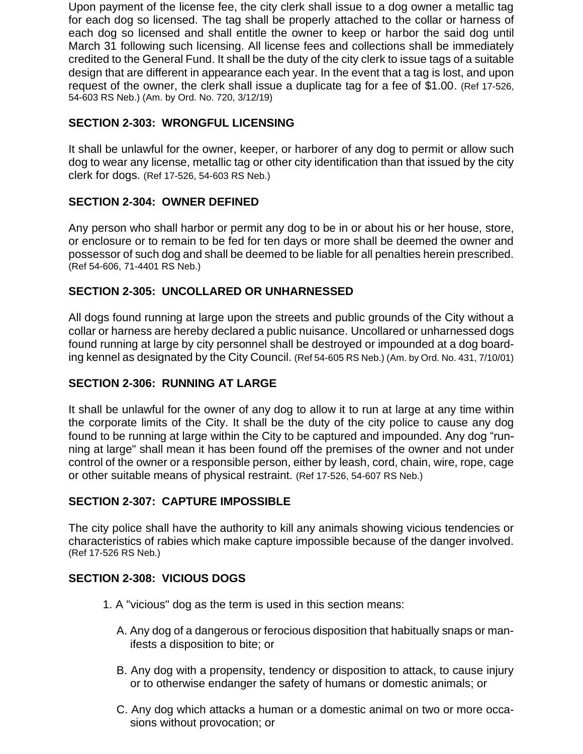Upon payment of the license fee, the city clerk shall issue to a dog owner a metallic tag for each dog so licensed. The tag shall be properly attached to the collar or harness of each dog so licensed and shall entitle the owner to keep or harbor the said dog until March 31 following such licensing. All license fees and collections shall be immediately credited to the General Fund. It shall be the duty of the city clerk to issue tags of a suitable design that are different in appearance each year. In the event that a tag is lost, and upon request of the owner, the clerk shall issue a duplicate tag for a fee of $1.00. (Ref 17-526, 54-603 RS Neb.) (Am. by Ord. No. 720, 3/12/19)

### SECTION 2-303: WRONGFUL LICENSING

It shall be unlawful for the owner, keeper, or harborer of any dog to permit or allow such dog to wear any license, metallic tag or other city identification than that issued by the city clerk for dogs. (Ref 17-526, 54-603 RS Neb.)

### SECTION 2-304: OWNER DEFINED

Any person who shall harbor or permit any dog to be in or about his or her house, store, or enclosure or to remain to be fed for ten days or more shall be deemed the owner and possessor of such dog and shall be deemed to be liable for all penalties herein prescribed. (Ref 54-606, 71-4401 RS Neb.)

### SECTION 2-305: UNCOLLARED OR UNHARNESSED

All dogs found running at large upon the streets and public grounds of the City without a collar or harness are hereby declared a public nuisance. Uncollared or unharnessed dogs found running at large by city personnel shall be destroyed or impounded at a dog boarding kennel as designated by the City Council. (Ref 54-605 RS Neb.) (Am. by Ord. No. 431, 7/10/01)

### SECTION 2-306: RUNNING AT LARGE

It shall be unlawful for the owner of any dog to allow it to run at large at any time within the corporate limits of the City. It shall be the duty of the city police to cause any dog found to be running at large within the City to be captured and impounded. Any dog "running at large" shall mean it has been found off the premises of the owner and not under control of the owner or a responsible person, either by leash, cord, chain, wire, rope, cage or other suitable means of physical restraint. (Ref 17-526, 54-607 RS Neb.)

### SECTION 2-307: CAPTURE IMPOSSIBLE

The city police shall have the authority to kill any animals showing vicious tendencies or characteristics of rabies which make capture impossible because of the danger involved. (Ref 17-526 RS Neb.)

### SECTION 2-308: VICIOUS DOGS

1. A "vicious" dog as the term is used in this section means:

   A. Any dog of a dangerous or ferocious disposition that habitually snaps or manifests a disposition to bite; or

   B. Any dog with a propensity, tendency or disposition to attack, to cause injury or to otherwise endanger the safety of humans or domestic animals; or

   C. Any dog which attacks a human or a domestic animal on two or more occasions without provocation; or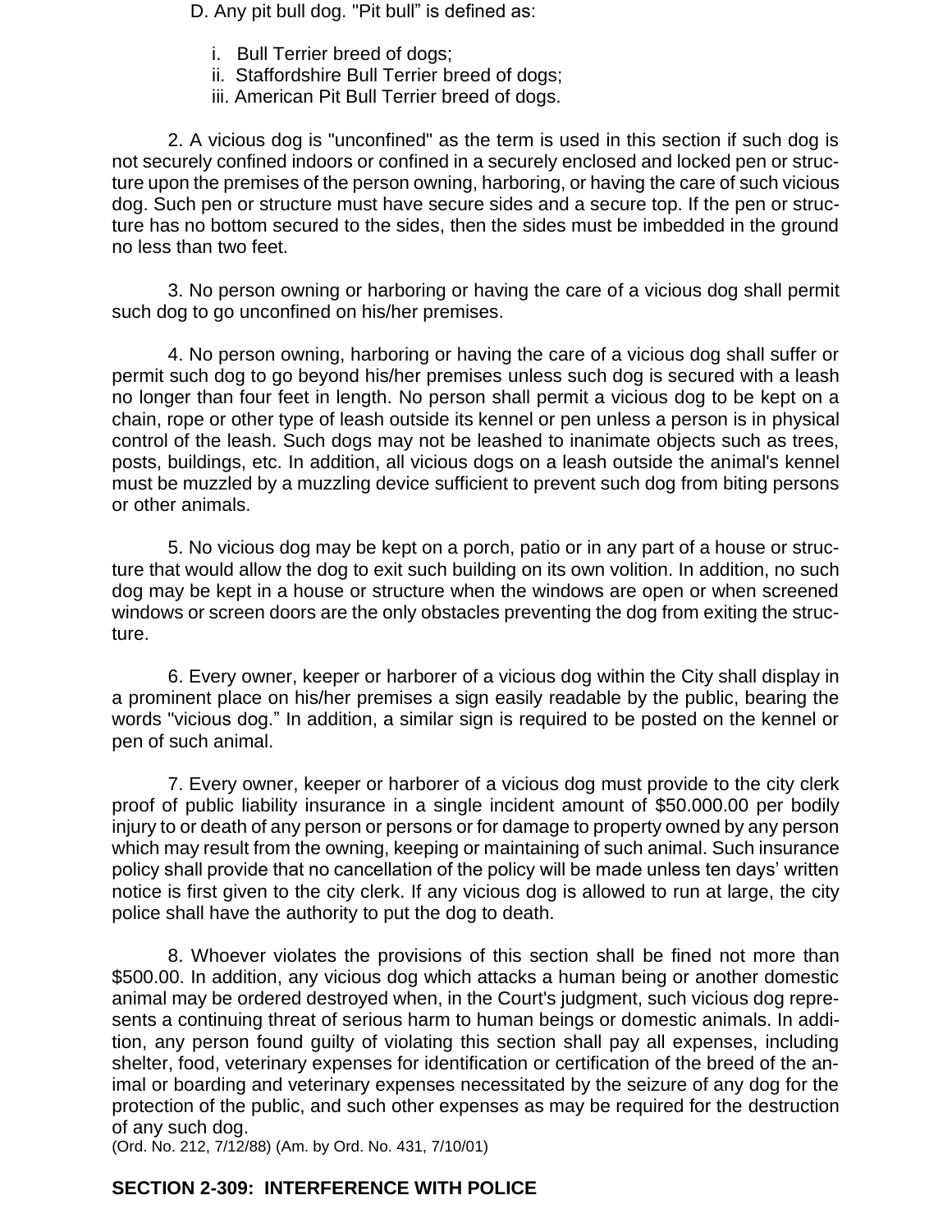D. Any pit bull dog. "Pit bull" is defined as:

i. Bull Terrier breed of dogs;
ii. Staffordshire Bull Terrier breed of dogs;
iii. American Pit Bull Terrier breed of dogs.

2. A vicious dog is "unconfined" as the term is used in this section if such dog is not securely confined indoors or confined in a securely enclosed and locked pen or structure upon the premises of the person owning, harboring, or having the care of such vicious dog. Such pen or structure must have secure sides and a secure top. If the pen or structure has no bottom secured to the sides, then the sides must be imbedded in the ground no less than two feet.

3. No person owning or harboring or having the care of a vicious dog shall permit such dog to go unconfined on his/her premises.

4. No person owning, harboring or having the care of a vicious dog shall suffer or permit such dog to go beyond his/her premises unless such dog is secured with a leash no longer than four feet in length. No person shall permit a vicious dog to be kept on a chain, rope or other type of leash outside its kennel or pen unless a person is in physical control of the leash. Such dogs may not be leashed to inanimate objects such as trees, posts, buildings, etc. In addition, all vicious dogs on a leash outside the animal's kennel must be muzzled by a muzzling device sufficient to prevent such dog from biting persons or other animals.

5. No vicious dog may be kept on a porch, patio or in any part of a house or structure that would allow the dog to exit such building on its own volition. In addition, no such dog may be kept in a house or structure when the windows are open or when screened windows or screen doors are the only obstacles preventing the dog from exiting the structure.

6. Every owner, keeper or harborer of a vicious dog within the City shall display in a prominent place on his/her premises a sign easily readable by the public, bearing the words "vicious dog." In addition, a similar sign is required to be posted on the kennel or pen of such animal.

7. Every owner, keeper or harborer of a vicious dog must provide to the city clerk proof of public liability insurance in a single incident amount of $50.000.00 per bodily injury to or death of any person or persons or for damage to property owned by any person which may result from the owning, keeping or maintaining of such animal. Such insurance policy shall provide that no cancellation of the policy will be made unless ten days' written notice is first given to the city clerk. If any vicious dog is allowed to run at large, the city police shall have the authority to put the dog to death.

8. Whoever violates the provisions of this section shall be fined not more than $500.00. In addition, any vicious dog which attacks a human being or another domestic animal may be ordered destroyed when, in the Court's judgment, such vicious dog represents a continuing threat of serious harm to human beings or domestic animals. In addition, any person found guilty of violating this section shall pay all expenses, including shelter, food, veterinary expenses for identification or certification of the breed of the animal or boarding and veterinary expenses necessitated by the seizure of any dog for the protection of the public, and such other expenses as may be required for the destruction of any such dog.

(Ord. No. 212, 7/12/88) (Am. by Ord. No. 431, 7/10/01)

## SECTION 2-309: INTERFERENCE WITH POLICE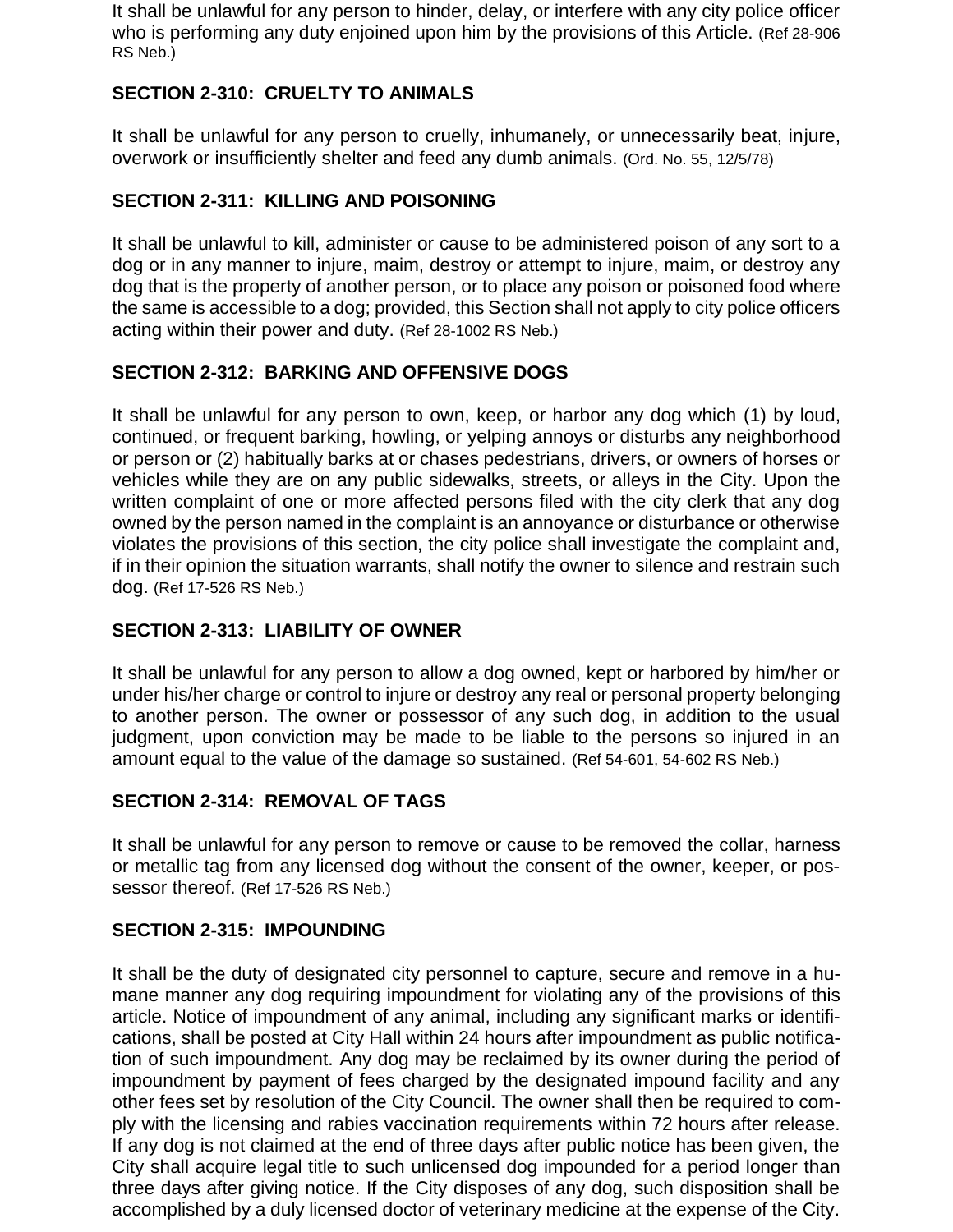It shall be unlawful for any person to hinder, delay, or interfere with any city police officer who is performing any duty enjoined upon him by the provisions of this Article. (Ref 28-906 RS Neb.)

## SECTION 2-310: CRUELTY TO ANIMALS

It shall be unlawful for any person to cruelly, inhumanely, or unnecessarily beat, injure, overwork or insufficiently shelter and feed any dumb animals. (Ord. No. 55, 12/5/78)

## SECTION 2-311: KILLING AND POISONING

It shall be unlawful to kill, administer or cause to be administered poison of any sort to a dog or in any manner to injure, maim, destroy or attempt to injure, maim, or destroy any dog that is the property of another person, or to place any poison or poisoned food where the same is accessible to a dog; provided, this Section shall not apply to city police officers acting within their power and duty. (Ref 28-1002 RS Neb.)

## SECTION 2-312: BARKING AND OFFENSIVE DOGS

It shall be unlawful for any person to own, keep, or harbor any dog which (1) by loud, continued, or frequent barking, howling, or yelping annoys or disturbs any neighborhood or person or (2) habitually barks at or chases pedestrians, drivers, or owners of horses or vehicles while they are on any public sidewalks, streets, or alleys in the City. Upon the written complaint of one or more affected persons filed with the city clerk that any dog owned by the person named in the complaint is an annoyance or disturbance or otherwise violates the provisions of this section, the city police shall investigate the complaint and, if in their opinion the situation warrants, shall notify the owner to silence and restrain such dog. (Ref 17-526 RS Neb.)

## SECTION 2-313: LIABILITY OF OWNER

It shall be unlawful for any person to allow a dog owned, kept or harbored by him/her or under his/her charge or control to injure or destroy any real or personal property belonging to another person. The owner or possessor of any such dog, in addition to the usual judgment, upon conviction may be made to be liable to the persons so injured in an amount equal to the value of the damage so sustained. (Ref 54-601, 54-602 RS Neb.)

## SECTION 2-314: REMOVAL OF TAGS

It shall be unlawful for any person to remove or cause to be removed the collar, harness or metallic tag from any licensed dog without the consent of the owner, keeper, or possessor thereof. (Ref 17-526 RS Neb.)

## SECTION 2-315: IMPOUNDING

It shall be the duty of designated city personnel to capture, secure and remove in a humane manner any dog requiring impoundment for violating any of the provisions of this article. Notice of impoundment of any animal, including any significant marks or identifications, shall be posted at City Hall within 24 hours after impoundment as public notification of such impoundment. Any dog may be reclaimed by its owner during the period of impoundment by payment of fees charged by the designated impound facility and any other fees set by resolution of the City Council. The owner shall then be required to comply with the licensing and rabies vaccination requirements within 72 hours after release. If any dog is not claimed at the end of three days after public notice has been given, the City shall acquire legal title to such unlicensed dog impounded for a period longer than three days after giving notice. If the City disposes of any dog, such disposition shall be accomplished by a duly licensed doctor of veterinary medicine at the expense of the City.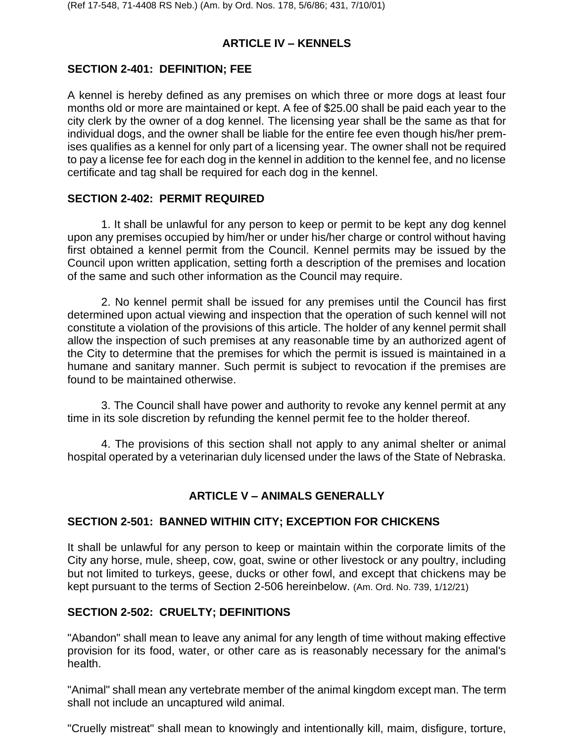(Ref 17-548, 71-4408 RS Neb.) (Am. by Ord. Nos. 178, 5/6/86; 431, 7/10/01)

## ARTICLE IV – KENNELS

### SECTION 2-401: DEFINITION; FEE

A kennel is hereby defined as any premises on which three or more dogs at least four months old or more are maintained or kept. A fee of $25.00 shall be paid each year to the city clerk by the owner of a dog kennel. The licensing year shall be the same as that for individual dogs, and the owner shall be liable for the entire fee even though his/her premises qualifies as a kennel for only part of a licensing year. The owner shall not be required to pay a license fee for each dog in the kennel in addition to the kennel fee, and no license certificate and tag shall be required for each dog in the kennel.

### SECTION 2-402: PERMIT REQUIRED

1. It shall be unlawful for any person to keep or permit to be kept any dog kennel upon any premises occupied by him/her or under his/her charge or control without having first obtained a kennel permit from the Council. Kennel permits may be issued by the Council upon written application, setting forth a description of the premises and location of the same and such other information as the Council may require.

2. No kennel permit shall be issued for any premises until the Council has first determined upon actual viewing and inspection that the operation of such kennel will not constitute a violation of the provisions of this article. The holder of any kennel permit shall allow the inspection of such premises at any reasonable time by an authorized agent of the City to determine that the premises for which the permit is issued is maintained in a humane and sanitary manner. Such permit is subject to revocation if the premises are found to be maintained otherwise.

3. The Council shall have power and authority to revoke any kennel permit at any time in its sole discretion by refunding the kennel permit fee to the holder thereof.

4. The provisions of this section shall not apply to any animal shelter or animal hospital operated by a veterinarian duly licensed under the laws of the State of Nebraska.

## ARTICLE V – ANIMALS GENERALLY

### SECTION 2-501: BANNED WITHIN CITY; EXCEPTION FOR CHICKENS

It shall be unlawful for any person to keep or maintain within the corporate limits of the City any horse, mule, sheep, cow, goat, swine or other livestock or any poultry, including but not limited to turkeys, geese, ducks or other fowl, and except that chickens may be kept pursuant to the terms of Section 2-506 hereinbelow. (Am. Ord. No. 739, 1/12/21)

### SECTION 2-502: CRUELTY; DEFINITIONS

"Abandon" shall mean to leave any animal for any length of time without making effective provision for its food, water, or other care as is reasonably necessary for the animal's health.

"Animal" shall mean any vertebrate member of the animal kingdom except man. The term shall not include an uncaptured wild animal.

"Cruelly mistreat" shall mean to knowingly and intentionally kill, maim, disfigure, torture,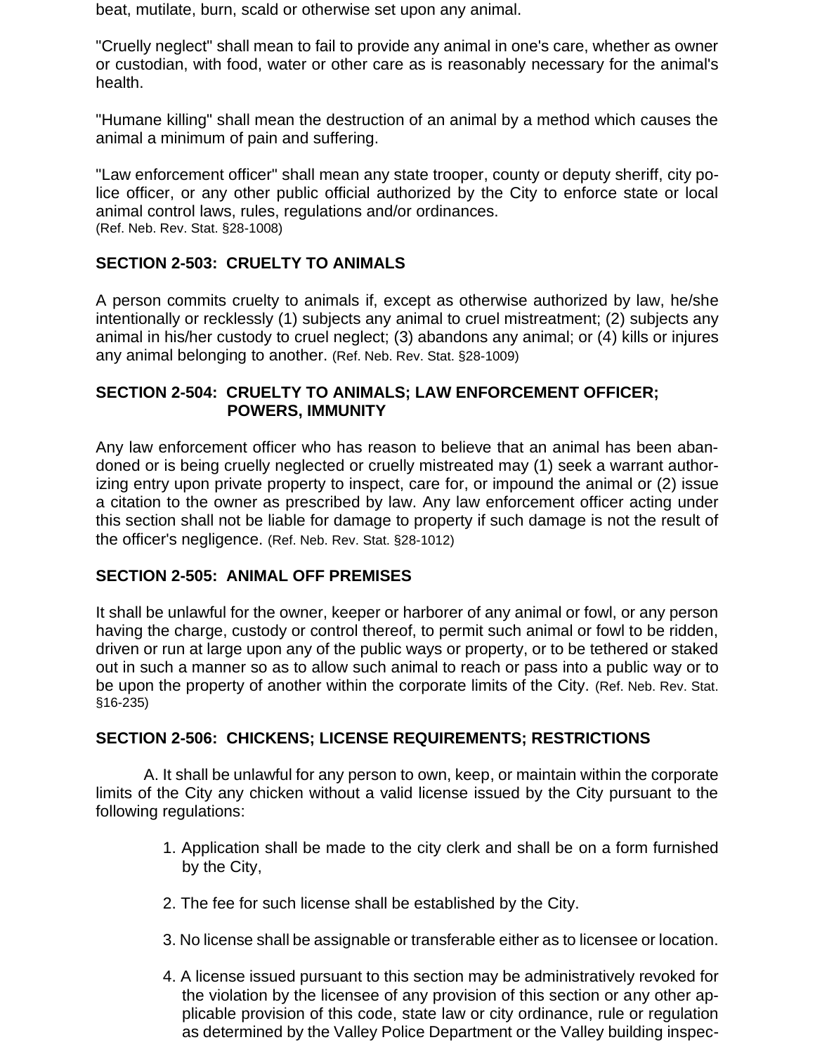beat, mutilate, burn, scald or otherwise set upon any animal.

"Cruelly neglect" shall mean to fail to provide any animal in one's care, whether as owner or custodian, with food, water or other care as is reasonably necessary for the animal's health.

"Humane killing" shall mean the destruction of an animal by a method which causes the animal a minimum of pain and suffering.

"Law enforcement officer" shall mean any state trooper, county or deputy sheriff, city police officer, or any other public official authorized by the City to enforce state or local animal control laws, rules, regulations and/or ordinances.
(Ref. Neb. Rev. Stat. §28-1008)

**SECTION 2-503: CRUELTY TO ANIMALS**

A person commits cruelty to animals if, except as otherwise authorized by law, he/she intentionally or recklessly (1) subjects any animal to cruel mistreatment; (2) subjects any animal in his/her custody to cruel neglect; (3) abandons any animal; or (4) kills or injures any animal belonging to another. (Ref. Neb. Rev. Stat. §28-1009)

**SECTION 2-504: CRUELTY TO ANIMALS; LAW ENFORCEMENT OFFICER; POWERS, IMMUNITY**

Any law enforcement officer who has reason to believe that an animal has been abandoned or is being cruelly neglected or cruelly mistreated may (1) seek a warrant authorizing entry upon private property to inspect, care for, or impound the animal or (2) issue a citation to the owner as prescribed by law. Any law enforcement officer acting under this section shall not be liable for damage to property if such damage is not the result of the officer's negligence. (Ref. Neb. Rev. Stat. §28-1012)

**SECTION 2-505: ANIMAL OFF PREMISES**

It shall be unlawful for the owner, keeper or harborer of any animal or fowl, or any person having the charge, custody or control thereof, to permit such animal or fowl to be ridden, driven or run at large upon any of the public ways or property, or to be tethered or staked out in such a manner so as to allow such animal to reach or pass into a public way or to be upon the property of another within the corporate limits of the City. (Ref. Neb. Rev. Stat. §16-235)

**SECTION 2-506: CHICKENS; LICENSE REQUIREMENTS; RESTRICTIONS**

A. It shall be unlawful for any person to own, keep, or maintain within the corporate limits of the City any chicken without a valid license issued by the City pursuant to the following regulations:

1. Application shall be made to the city clerk and shall be on a form furnished by the City,

2. The fee for such license shall be established by the City.

3. No license shall be assignable or transferable either as to licensee or location.

4. A license issued pursuant to this section may be administratively revoked for the violation by the licensee of any provision of this section or any other applicable provision of this code, state law or city ordinance, rule or regulation as determined by the Valley Police Department or the Valley building inspec-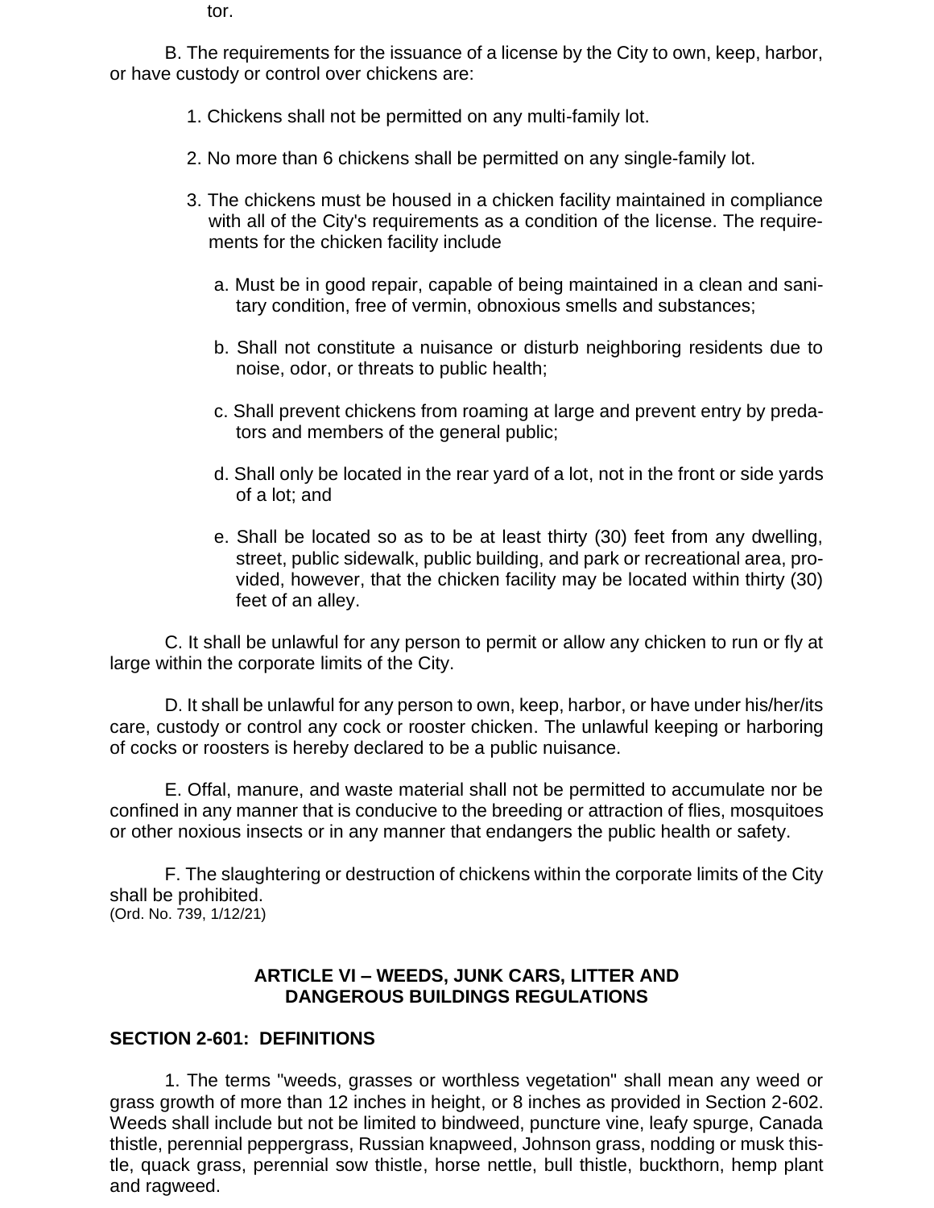tor.

B. The requirements for the issuance of a license by the City to own, keep, harbor, or have custody or control over chickens are:

1. Chickens shall not be permitted on any multi-family lot.

2. No more than 6 chickens shall be permitted on any single-family lot.

3. The chickens must be housed in a chicken facility maintained in compliance with all of the City's requirements as a condition of the license. The requirements for the chicken facility include

   a. Must be in good repair, capable of being maintained in a clean and sanitary condition, free of vermin, obnoxious smells and substances;

   b. Shall not constitute a nuisance or disturb neighboring residents due to noise, odor, or threats to public health;

   c. Shall prevent chickens from roaming at large and prevent entry by predators and members of the general public;

   d. Shall only be located in the rear yard of a lot, not in the front or side yards of a lot; and

   e. Shall be located so as to be at least thirty (30) feet from any dwelling, street, public sidewalk, public building, and park or recreational area, provided, however, that the chicken facility may be located within thirty (30) feet of an alley.

C. It shall be unlawful for any person to permit or allow any chicken to run or fly at large within the corporate limits of the City.

D. It shall be unlawful for any person to own, keep, harbor, or have under his/her/its care, custody or control any cock or rooster chicken. The unlawful keeping or harboring of cocks or roosters is hereby declared to be a public nuisance.

E. Offal, manure, and waste material shall not be permitted to accumulate nor be confined in any manner that is conducive to the breeding or attraction of flies, mosquitoes or other noxious insects or in any manner that endangers the public health or safety.

F. The slaughtering or destruction of chickens within the corporate limits of the City shall be prohibited.
(Ord. No. 739, 1/12/21)

## ARTICLE VI – WEEDS, JUNK CARS, LITTER AND DANGEROUS BUILDINGS REGULATIONS

### SECTION 2-601: DEFINITIONS

1. The terms "weeds, grasses or worthless vegetation" shall mean any weed or grass growth of more than 12 inches in height, or 8 inches as provided in Section 2-602. Weeds shall include but not be limited to bindweed, puncture vine, leafy spurge, Canada thistle, perennial peppergrass, Russian knapweed, Johnson grass, nodding or musk thistle, quack grass, perennial sow thistle, horse nettle, bull thistle, buckthorn, hemp plant and ragweed.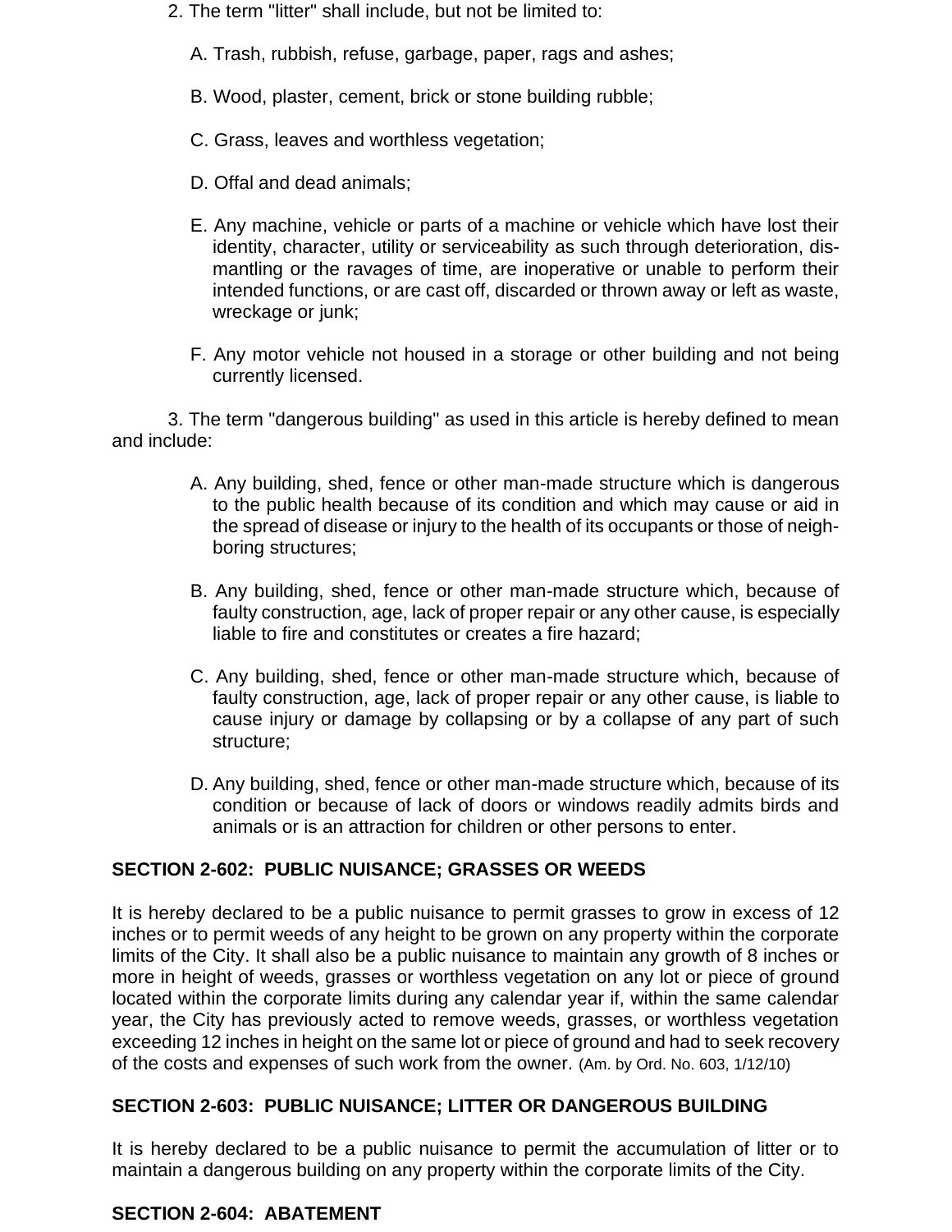2. The term "litter" shall include, but not be limited to:

A. Trash, rubbish, refuse, garbage, paper, rags and ashes;

B. Wood, plaster, cement, brick or stone building rubble;

C. Grass, leaves and worthless vegetation;

D. Offal and dead animals;

E. Any machine, vehicle or parts of a machine or vehicle which have lost their identity, character, utility or serviceability as such through deterioration, dismantling or the ravages of time, are inoperative or unable to perform their intended functions, or are cast off, discarded or thrown away or left as waste, wreckage or junk;

F. Any motor vehicle not housed in a storage or other building and not being currently licensed.

3. The term "dangerous building" as used in this article is hereby defined to mean and include:

A. Any building, shed, fence or other man-made structure which is dangerous to the public health because of its condition and which may cause or aid in the spread of disease or injury to the health of its occupants or those of neighboring structures;

B. Any building, shed, fence or other man-made structure which, because of faulty construction, age, lack of proper repair or any other cause, is especially liable to fire and constitutes or creates a fire hazard;

C. Any building, shed, fence or other man-made structure which, because of faulty construction, age, lack of proper repair or any other cause, is liable to cause injury or damage by collapsing or by a collapse of any part of such structure;

D. Any building, shed, fence or other man-made structure which, because of its condition or because of lack of doors or windows readily admits birds and animals or is an attraction for children or other persons to enter.

### SECTION 2-602: PUBLIC NUISANCE; GRASSES OR WEEDS

It is hereby declared to be a public nuisance to permit grasses to grow in excess of 12 inches or to permit weeds of any height to be grown on any property within the corporate limits of the City. It shall also be a public nuisance to maintain any growth of 8 inches or more in height of weeds, grasses or worthless vegetation on any lot or piece of ground located within the corporate limits during any calendar year if, within the same calendar year, the City has previously acted to remove weeds, grasses, or worthless vegetation exceeding 12 inches in height on the same lot or piece of ground and had to seek recovery of the costs and expenses of such work from the owner. (Am. by Ord. No. 603, 1/12/10)

### SECTION 2-603: PUBLIC NUISANCE; LITTER OR DANGEROUS BUILDING

It is hereby declared to be a public nuisance to permit the accumulation of litter or to maintain a dangerous building on any property within the corporate limits of the City.

### SECTION 2-604: ABATEMENT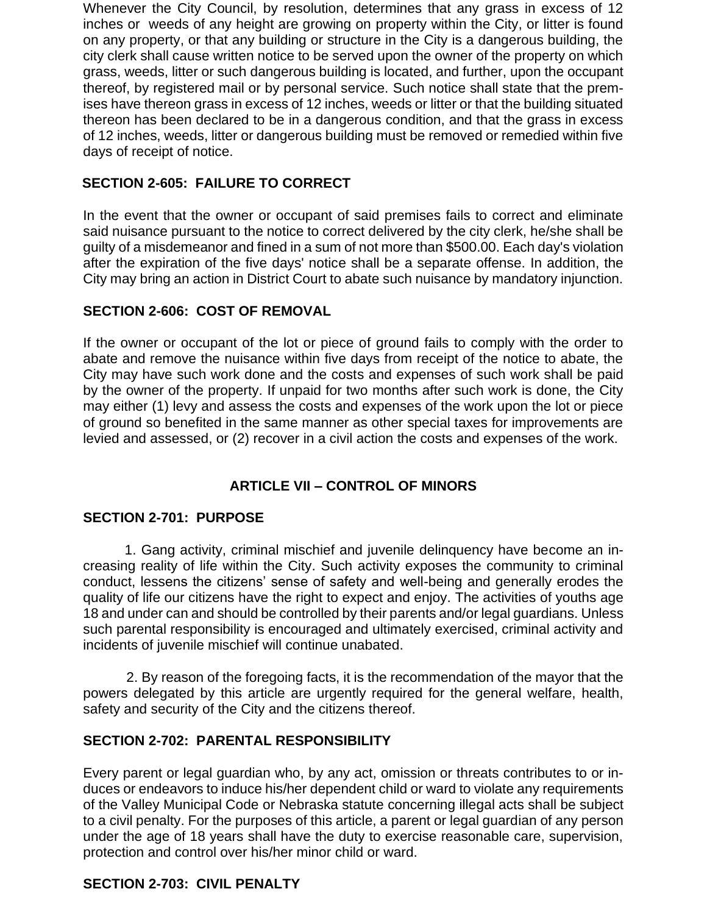Whenever the City Council, by resolution, determines that any grass in excess of 12 inches or weeds of any height are growing on property within the City, or litter is found on any property, or that any building or structure in the City is a dangerous building, the city clerk shall cause written notice to be served upon the owner of the property on which grass, weeds, litter or such dangerous building is located, and further, upon the occupant thereof, by registered mail or by personal service. Such notice shall state that the premises have thereon grass in excess of 12 inches, weeds or litter or that the building situated thereon has been declared to be in a dangerous condition, and that the grass in excess of 12 inches, weeds, litter or dangerous building must be removed or remedied within five days of receipt of notice.

### SECTION 2-605: FAILURE TO CORRECT

In the event that the owner or occupant of said premises fails to correct and eliminate said nuisance pursuant to the notice to correct delivered by the city clerk, he/she shall be guilty of a misdemeanor and fined in a sum of not more than $500.00. Each day's violation after the expiration of the five days' notice shall be a separate offense. In addition, the City may bring an action in District Court to abate such nuisance by mandatory injunction.

### SECTION 2-606: COST OF REMOVAL

If the owner or occupant of the lot or piece of ground fails to comply with the order to abate and remove the nuisance within five days from receipt of the notice to abate, the City may have such work done and the costs and expenses of such work shall be paid by the owner of the property. If unpaid for two months after such work is done, the City may either (1) levy and assess the costs and expenses of the work upon the lot or piece of ground so benefited in the same manner as other special taxes for improvements are levied and assessed, or (2) recover in a civil action the costs and expenses of the work.

## ARTICLE VII – CONTROL OF MINORS

### SECTION 2-701: PURPOSE

1. Gang activity, criminal mischief and juvenile delinquency have become an increasing reality of life within the City. Such activity exposes the community to criminal conduct, lessens the citizens' sense of safety and well-being and generally erodes the quality of life our citizens have the right to expect and enjoy. The activities of youths age 18 and under can and should be controlled by their parents and/or legal guardians. Unless such parental responsibility is encouraged and ultimately exercised, criminal activity and incidents of juvenile mischief will continue unabated.

2. By reason of the foregoing facts, it is the recommendation of the mayor that the powers delegated by this article are urgently required for the general welfare, health, safety and security of the City and the citizens thereof.

### SECTION 2-702: PARENTAL RESPONSIBILITY

Every parent or legal guardian who, by any act, omission or threats contributes to or induces or endeavors to induce his/her dependent child or ward to violate any requirements of the Valley Municipal Code or Nebraska statute concerning illegal acts shall be subject to a civil penalty. For the purposes of this article, a parent or legal guardian of any person under the age of 18 years shall have the duty to exercise reasonable care, supervision, protection and control over his/her minor child or ward.

### SECTION 2-703: CIVIL PENALTY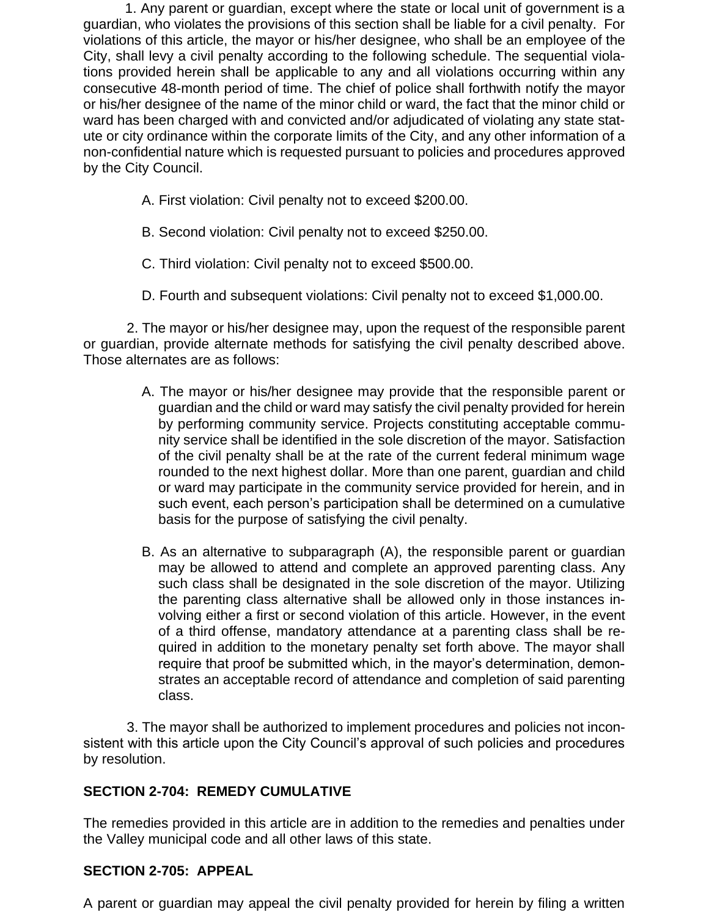1. Any parent or guardian, except where the state or local unit of government is a guardian, who violates the provisions of this section shall be liable for a civil penalty. For violations of this article, the mayor or his/her designee, who shall be an employee of the City, shall levy a civil penalty according to the following schedule. The sequential violations provided herein shall be applicable to any and all violations occurring within any consecutive 48-month period of time. The chief of police shall forthwith notify the mayor or his/her designee of the name of the minor child or ward, the fact that the minor child or ward has been charged with and convicted and/or adjudicated of violating any state statute or city ordinance within the corporate limits of the City, and any other information of a non-confidential nature which is requested pursuant to policies and procedures approved by the City Council.

A. First violation: Civil penalty not to exceed $200.00.

B. Second violation: Civil penalty not to exceed $250.00.

C. Third violation: Civil penalty not to exceed $500.00.

D. Fourth and subsequent violations: Civil penalty not to exceed $1,000.00.

2. The mayor or his/her designee may, upon the request of the responsible parent or guardian, provide alternate methods for satisfying the civil penalty described above. Those alternates are as follows:

A. The mayor or his/her designee may provide that the responsible parent or guardian and the child or ward may satisfy the civil penalty provided for herein by performing community service. Projects constituting acceptable community service shall be identified in the sole discretion of the mayor. Satisfaction of the civil penalty shall be at the rate of the current federal minimum wage rounded to the next highest dollar. More than one parent, guardian and child or ward may participate in the community service provided for herein, and in such event, each person's participation shall be determined on a cumulative basis for the purpose of satisfying the civil penalty.

B. As an alternative to subparagraph (A), the responsible parent or guardian may be allowed to attend and complete an approved parenting class. Any such class shall be designated in the sole discretion of the mayor. Utilizing the parenting class alternative shall be allowed only in those instances involving either a first or second violation of this article. However, in the event of a third offense, mandatory attendance at a parenting class shall be required in addition to the monetary penalty set forth above. The mayor shall require that proof be submitted which, in the mayor's determination, demonstrates an acceptable record of attendance and completion of said parenting class.

3. The mayor shall be authorized to implement procedures and policies not inconsistent with this article upon the City Council's approval of such policies and procedures by resolution.

**SECTION 2-704: REMEDY CUMULATIVE**

The remedies provided in this article are in addition to the remedies and penalties under the Valley municipal code and all other laws of this state.

**SECTION 2-705: APPEAL**

A parent or guardian may appeal the civil penalty provided for herein by filing a written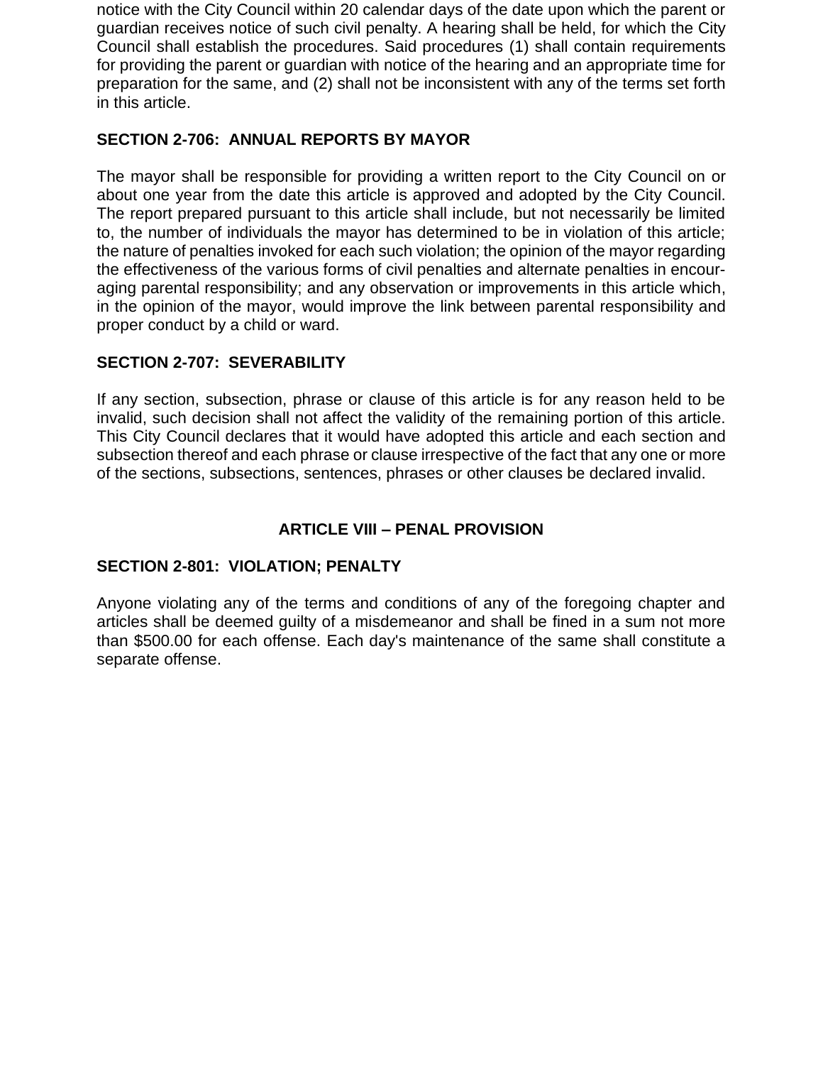notice with the City Council within 20 calendar days of the date upon which the parent or guardian receives notice of such civil penalty. A hearing shall be held, for which the City Council shall establish the procedures. Said procedures (1) shall contain requirements for providing the parent or guardian with notice of the hearing and an appropriate time for preparation for the same, and (2) shall not be inconsistent with any of the terms set forth in this article.

### SECTION 2-706: ANNUAL REPORTS BY MAYOR

The mayor shall be responsible for providing a written report to the City Council on or about one year from the date this article is approved and adopted by the City Council. The report prepared pursuant to this article shall include, but not necessarily be limited to, the number of individuals the mayor has determined to be in violation of this article; the nature of penalties invoked for each such violation; the opinion of the mayor regarding the effectiveness of the various forms of civil penalties and alternate penalties in encouraging parental responsibility; and any observation or improvements in this article which, in the opinion of the mayor, would improve the link between parental responsibility and proper conduct by a child or ward.

### SECTION 2-707: SEVERABILITY

If any section, subsection, phrase or clause of this article is for any reason held to be invalid, such decision shall not affect the validity of the remaining portion of this article. This City Council declares that it would have adopted this article and each section and subsection thereof and each phrase or clause irrespective of the fact that any one or more of the sections, subsections, sentences, phrases or other clauses be declared invalid.

## ARTICLE VIII – PENAL PROVISION

### SECTION 2-801: VIOLATION; PENALTY

Anyone violating any of the terms and conditions of any of the foregoing chapter and articles shall be deemed guilty of a misdemeanor and shall be fined in a sum not more than $500.00 for each offense. Each day's maintenance of the same shall constitute a separate offense.